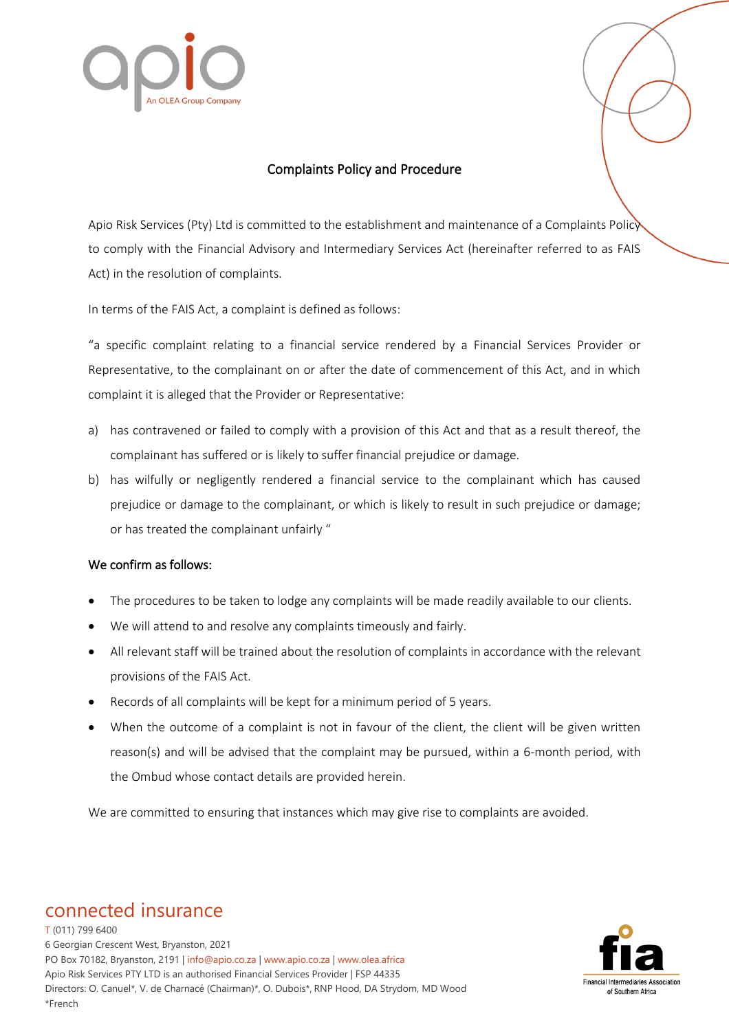# Complaints Policy and Procedure

Apio Risk Services (Pty) Ltd is committed to the establishment and maintenance of a Complaints Policy to comply with the Financial Advisory and Intermediary Services Act (hereinafter referred to as FAIS Act) in the resolution of complaints.

In terms of the FAIS Act, a complaint is defined as follows:

"a specific complaint relating to a financial service rendered by a Financial Services Provider or Representative, to the complainant on or after the date of commencement of this Act, and in which complaint it is alleged that the Provider or Representative:

a) has contravened or failed to comply with a provision of this Act and that as a result thereof, the complainant has suffered or is likely to suffer financial prejudice or damage.
b) has wilfully or negligently rendered a financial service to the complainant which has caused prejudice or damage to the complainant, or which is likely to result in such prejudice or damage; or has treated the complainant unfairly "

**We confirm as follows:**

- The procedures to be taken to lodge any complaints will be made readily available to our clients.
- We will attend to and resolve any complaints timeously and fairly.
- All relevant staff will be trained about the resolution of complaints in accordance with the relevant provisions of the FAIS Act.
- Records of all complaints will be kept for a minimum period of 5 years.
- When the outcome of a complaint is not in favour of the client, the client will be given written reason(s) and will be advised that the complaint may be pursued, within a 6-month period, with the Ombud whose contact details are provided herein.

We are committed to ensuring that instances which may give rise to complaints are avoided.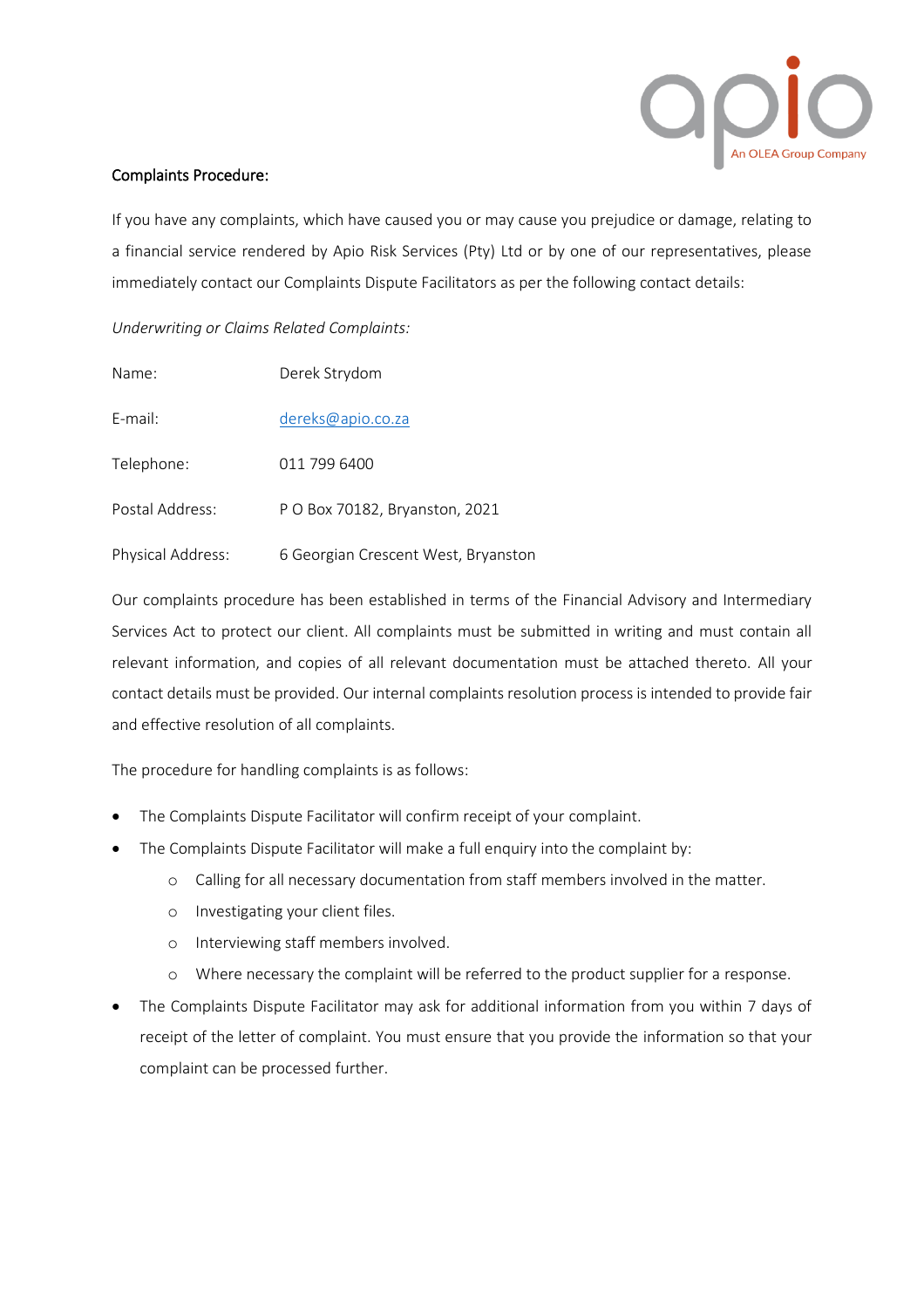Complaints Procedure:

If you have any complaints, which have caused you or may cause you prejudice or damage, relating to a financial service rendered by Apio Risk Services (Pty) Ltd or by one of our representatives, please immediately contact our Complaints Dispute Facilitators as per the following contact details:

*Underwriting or Claims Related Complaints:*

| | |
|---|---|
| Name: | Derek Strydom |
| E-mail: | dereks@apio.co.za |
| Telephone: | 011 799 6400 |
| Postal Address: | P O Box 70182, Bryanston, 2021 |
| Physical Address: | 6 Georgian Crescent West, Bryanston |

Our complaints procedure has been established in terms of the Financial Advisory and Intermediary Services Act to protect our client. All complaints must be submitted in writing and must contain all relevant information, and copies of all relevant documentation must be attached thereto. All your contact details must be provided. Our internal complaints resolution process is intended to provide fair and effective resolution of all complaints.

The procedure for handling complaints is as follows:

- The Complaints Dispute Facilitator will confirm receipt of your complaint.
- The Complaints Dispute Facilitator will make a full enquiry into the complaint by:
    - Calling for all necessary documentation from staff members involved in the matter.
    - Investigating your client files.
    - Interviewing staff members involved.
    - Where necessary the complaint will be referred to the product supplier for a response.
- The Complaints Dispute Facilitator may ask for additional information from you within 7 days of receipt of the letter of complaint. You must ensure that you provide the information so that your complaint can be processed further.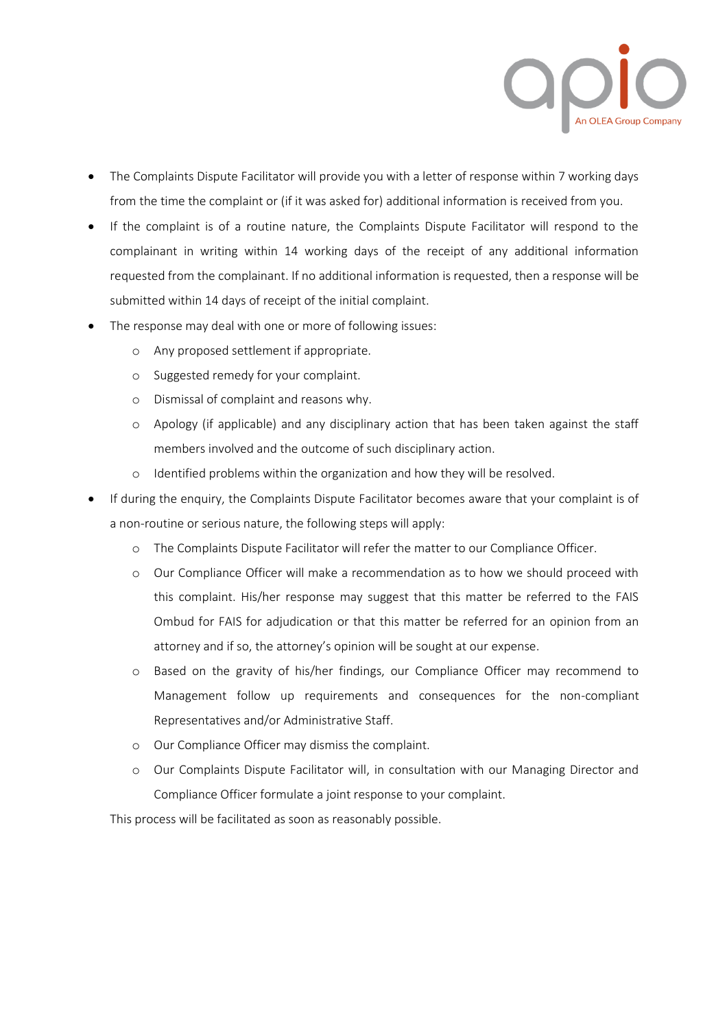- The Complaints Dispute Facilitator will provide you with a letter of response within 7 working days from the time the complaint or (if it was asked for) additional information is received from you.
- If the complaint is of a routine nature, the Complaints Dispute Facilitator will respond to the complainant in writing within 14 working days of the receipt of any additional information requested from the complainant. If no additional information is requested, then a response will be submitted within 14 days of receipt of the initial complaint.
- The response may deal with one or more of following issues:
  - Any proposed settlement if appropriate.
  - Suggested remedy for your complaint.
  - Dismissal of complaint and reasons why.
  - Apology (if applicable) and any disciplinary action that has been taken against the staff members involved and the outcome of such disciplinary action.
  - Identified problems within the organization and how they will be resolved.
- If during the enquiry, the Complaints Dispute Facilitator becomes aware that your complaint is of a non-routine or serious nature, the following steps will apply:
  - The Complaints Dispute Facilitator will refer the matter to our Compliance Officer.
  - Our Compliance Officer will make a recommendation as to how we should proceed with this complaint. His/her response may suggest that this matter be referred to the FAIS Ombud for FAIS for adjudication or that this matter be referred for an opinion from an attorney and if so, the attorney's opinion will be sought at our expense.
  - Based on the gravity of his/her findings, our Compliance Officer may recommend to Management follow up requirements and consequences for the non-compliant Representatives and/or Administrative Staff.
  - Our Compliance Officer may dismiss the complaint.
  - Our Complaints Dispute Facilitator will, in consultation with our Managing Director and Compliance Officer formulate a joint response to your complaint.

  This process will be facilitated as soon as reasonably possible.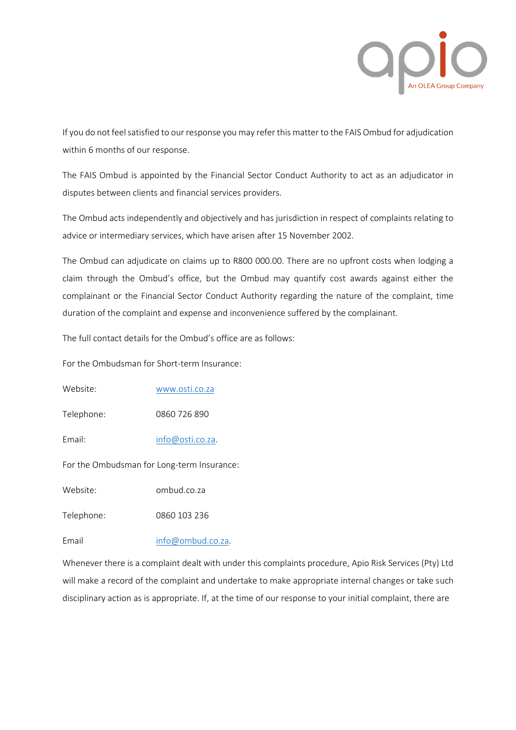If you do not feel satisfied to our response you may refer this matter to the FAIS Ombud for adjudication within 6 months of our response.

The FAIS Ombud is appointed by the Financial Sector Conduct Authority to act as an adjudicator in disputes between clients and financial services providers.

The Ombud acts independently and objectively and has jurisdiction in respect of complaints relating to advice or intermediary services, which have arisen after 15 November 2002.

The Ombud can adjudicate on claims up to R800 000.00. There are no upfront costs when lodging a claim through the Ombud's office, but the Ombud may quantify cost awards against either the complainant or the Financial Sector Conduct Authority regarding the nature of the complaint, time duration of the complaint and expense and inconvenience suffered by the complainant.

The full contact details for the Ombud's office are as follows:

For the Ombudsman for Short-term Insurance:

Website: www.osti.co.za

Telephone: 0860 726 890

Email: info@osti.co.za.

For the Ombudsman for Long-term Insurance:

Website: ombud.co.za

Telephone: 0860 103 236

Email info@ombud.co.za.

Whenever there is a complaint dealt with under this complaints procedure, Apio Risk Services (Pty) Ltd will make a record of the complaint and undertake to make appropriate internal changes or take such disciplinary action as is appropriate. If, at the time of our response to your initial complaint, there are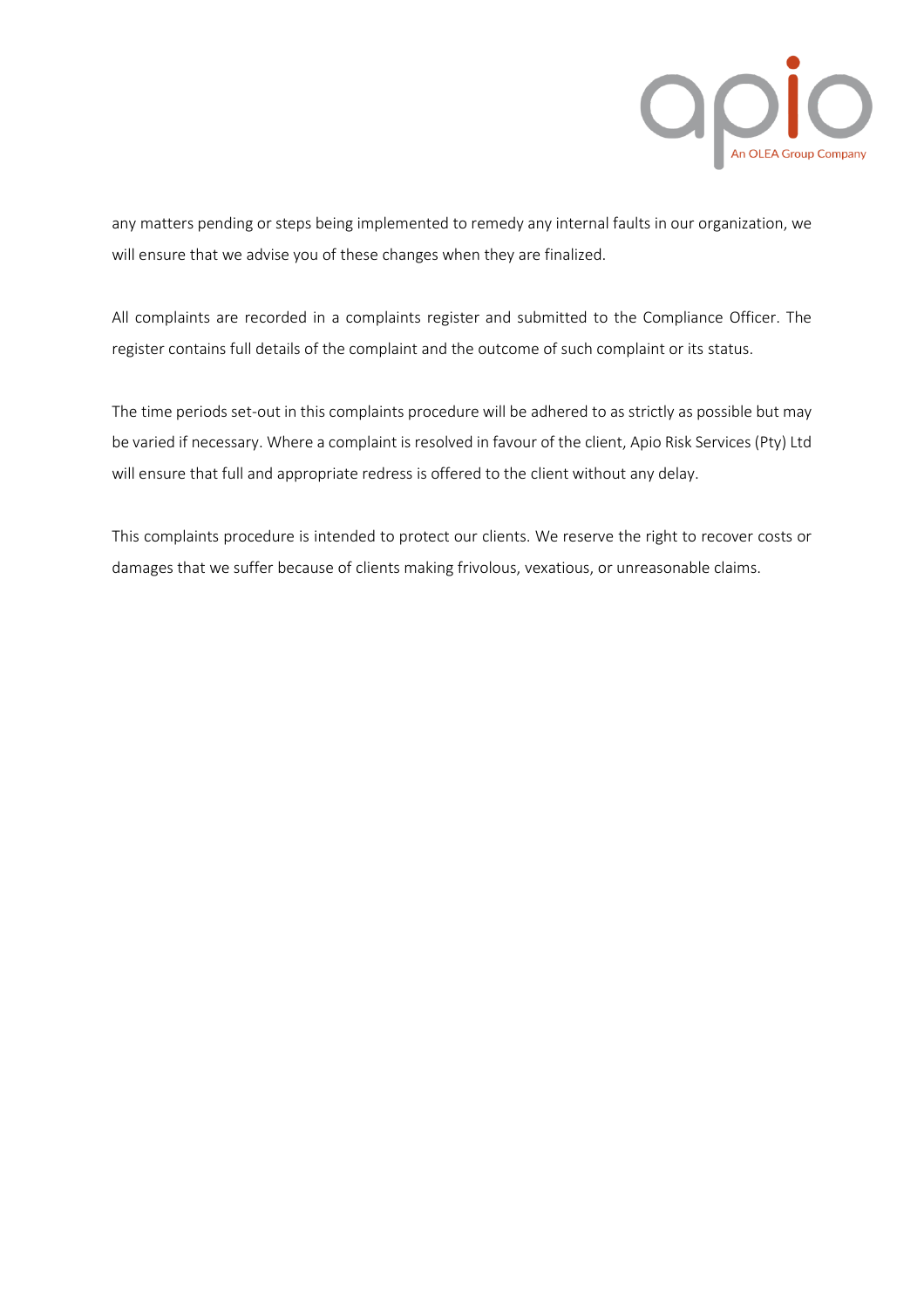any matters pending or steps being implemented to remedy any internal faults in our organization, we will ensure that we advise you of these changes when they are finalized.

All complaints are recorded in a complaints register and submitted to the Compliance Officer. The register contains full details of the complaint and the outcome of such complaint or its status.

The time periods set-out in this complaints procedure will be adhered to as strictly as possible but may be varied if necessary. Where a complaint is resolved in favour of the client, Apio Risk Services (Pty) Ltd will ensure that full and appropriate redress is offered to the client without any delay.

This complaints procedure is intended to protect our clients. We reserve the right to recover costs or damages that we suffer because of clients making frivolous, vexatious, or unreasonable claims.